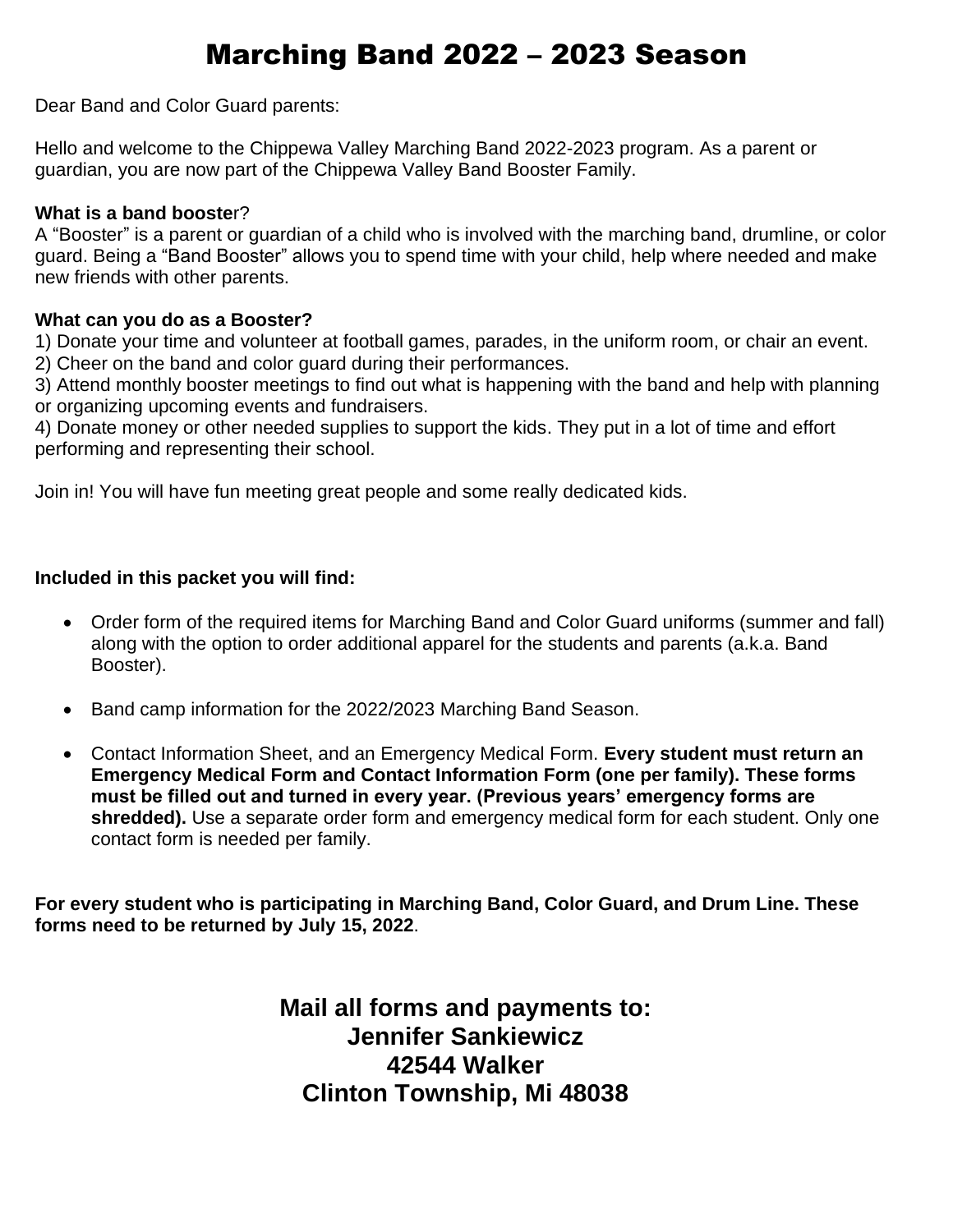# Marching Band 2022 – 2023 Season

Dear Band and Color Guard parents:

Hello and welcome to the Chippewa Valley Marching Band 2022-2023 program. As a parent or guardian, you are now part of the Chippewa Valley Band Booster Family.

**What is a band booste**r?
A "Booster" is a parent or guardian of a child who is involved with the marching band, drumline, or color guard. Being a "Band Booster" allows you to spend time with your child, help where needed and make new friends with other parents.

**What can you do as a Booster?**
1) Donate your time and volunteer at football games, parades, in the uniform room, or chair an event.
2) Cheer on the band and color guard during their performances.
3) Attend monthly booster meetings to find out what is happening with the band and help with planning or organizing upcoming events and fundraisers.
4) Donate money or other needed supplies to support the kids. They put in a lot of time and effort performing and representing their school.

Join in! You will have fun meeting great people and some really dedicated kids.

**Included in this packet you will find:**

- Order form of the required items for Marching Band and Color Guard uniforms (summer and fall) along with the option to order additional apparel for the students and parents (a.k.a. Band Booster).
- Band camp information for the 2022/2023 Marching Band Season.
- Contact Information Sheet, and an Emergency Medical Form. **Every student must return an Emergency Medical Form and Contact Information Form (one per family). These forms must be filled out and turned in every year. (Previous years' emergency forms are shredded).** Use a separate order form and emergency medical form for each student. Only one contact form is needed per family.

**For every student who is participating in Marching Band, Color Guard, and Drum Line. These forms need to be returned by July 15, 2022**.

**Mail all forms and payments to:**
**Jennifer Sankiewicz**
**42544 Walker**
**Clinton Township, Mi 48038**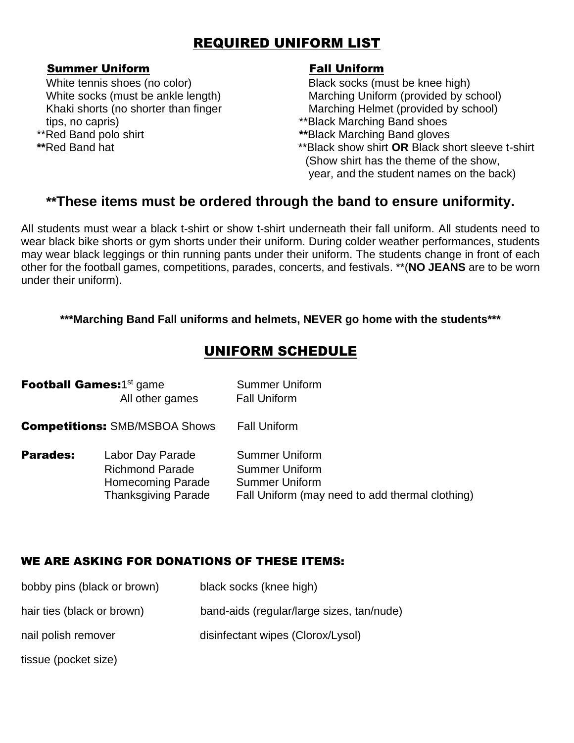# REQUIRED UNIFORM LIST

## Summer Uniform

White tennis shoes (no color)
White socks (must be ankle length)
Khaki shorts (no shorter than finger tips, no capris)
**Red Band polo shirt
**Red Band hat

## Fall Uniform

Black socks (must be knee high)
Marching Uniform (provided by school)
Marching Helmet (provided by school)
**Black Marching Band shoes
**Black Marching Band gloves
**Black show shirt **OR** Black short sleeve t-shirt (Show shirt has the theme of the show, year, and the student names on the back)

### **These items must be ordered through the band to ensure uniformity.

All students must wear a black t-shirt or show t-shirt underneath their fall uniform. All students need to wear black bike shorts or gym shorts under their uniform. During colder weather performances, students may wear black leggings or thin running pants under their uniform. The students change in front of each other for the football games, competitions, parades, concerts, and festivals. **(**NO JEANS** are to be worn under their uniform).

**\*\*\*Marching Band Fall uniforms and helmets, NEVER go home with the students\*\*\***

# UNIFORM SCHEDULE

| Event | | Uniform |
|---|---|---|
| **Football Games:** | 1st game | Summer Uniform |
| | All other games | Fall Uniform |
| **Competitions:** | SMB/MSBOA Shows | Fall Uniform |
| **Parades:** | Labor Day Parade | Summer Uniform |
| | Richmond Parade | Summer Uniform |
| | Homecoming Parade | Summer Uniform |
| | Thanksgiving Parade | Fall Uniform (may need to add thermal clothing) |

## WE ARE ASKING FOR DONATIONS OF THESE ITEMS:

- bobby pins (black or brown)
- hair ties (black or brown)
- nail polish remover
- tissue (pocket size)
- black socks (knee high)
- band-aids (regular/large sizes, tan/nude)
- disinfectant wipes (Clorox/Lysol)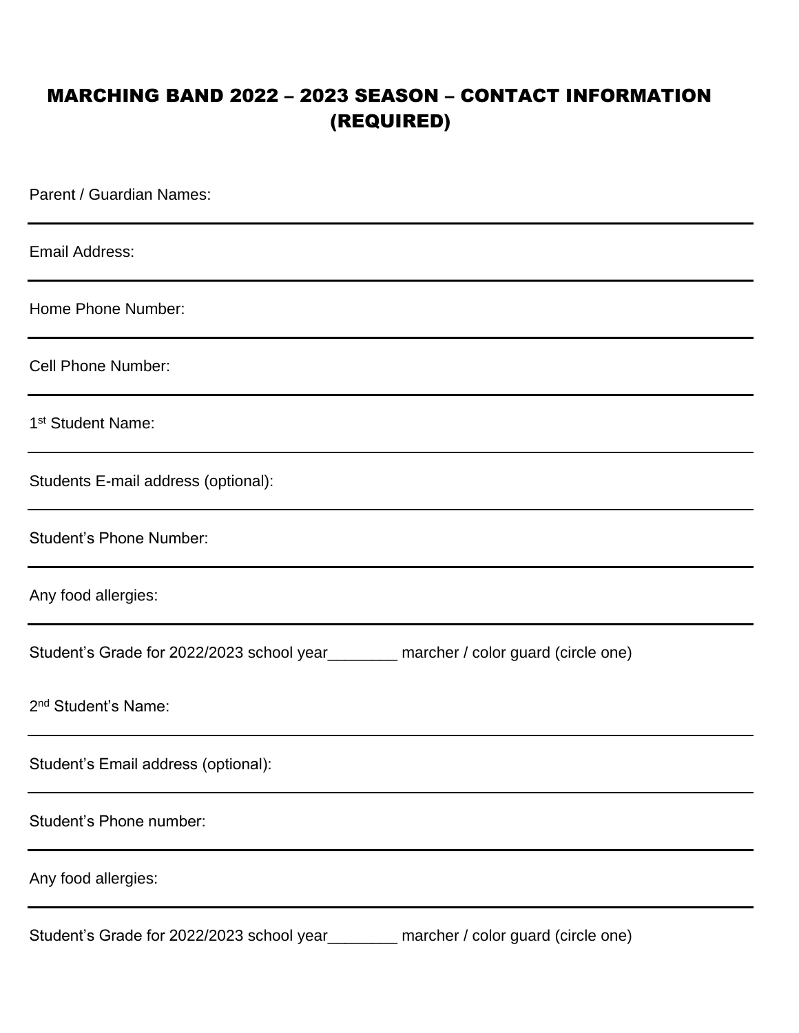# MARCHING BAND 2022 – 2023 SEASON – CONTACT INFORMATION (REQUIRED)

Parent / Guardian Names:

---

Email Address:

---

Home Phone Number:

---

Cell Phone Number:

---

1st Student Name:

---

Students E-mail address (optional):

---

Student's Phone Number:

---

Any food allergies:

---

Student's Grade for 2022/2023 school year________ marcher / color guard (circle one)

2nd Student's Name:

---

Student's Email address (optional):

---

Student's Phone number:

---

Any food allergies:

---

Student's Grade for 2022/2023 school year________ marcher / color guard (circle one)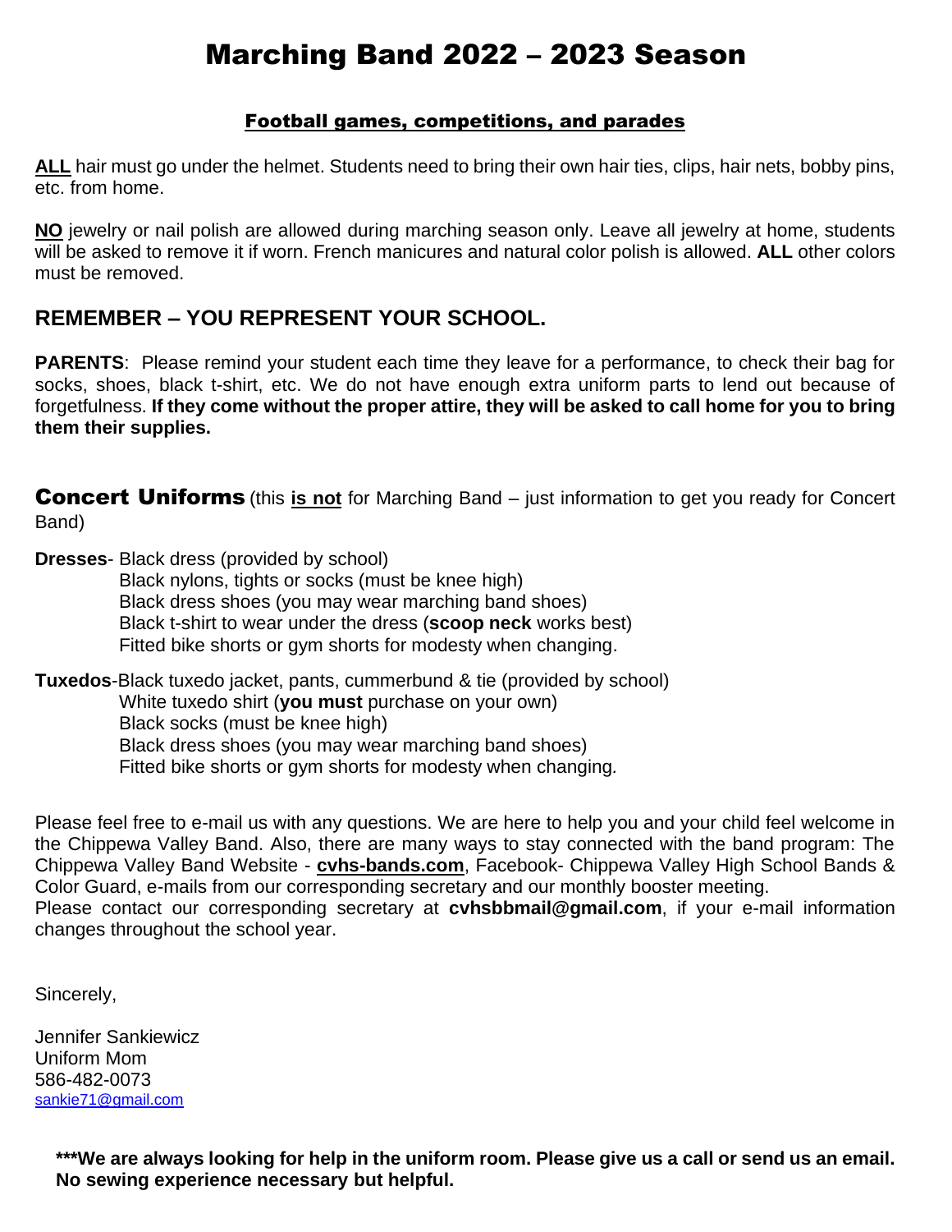# Marching Band 2022 – 2023 Season

## Football games, competitions, and parades

**ALL** hair must go under the helmet. Students need to bring their own hair ties, clips, hair nets, bobby pins, etc. from home.

**NO** jewelry or nail polish are allowed during marching season only. Leave all jewelry at home, students will be asked to remove it if worn. French manicures and natural color polish is allowed. **ALL** other colors must be removed.

### REMEMBER – YOU REPRESENT YOUR SCHOOL.

**PARENTS**: Please remind your student each time they leave for a performance, to check their bag for socks, shoes, black t-shirt, etc. We do not have enough extra uniform parts to lend out because of forgetfulness. **If they come without the proper attire, they will be asked to call home for you to bring them their supplies.**

**Concert Uniforms** (this **is not** for Marching Band – just information to get you ready for Concert Band)

**Dresses**- Black dress (provided by school)
Black nylons, tights or socks (must be knee high)
Black dress shoes (you may wear marching band shoes)
Black t-shirt to wear under the dress (**scoop neck** works best)
Fitted bike shorts or gym shorts for modesty when changing.

**Tuxedos**-Black tuxedo jacket, pants, cummerbund & tie (provided by school)
White tuxedo shirt (**you must** purchase on your own)
Black socks (must be knee high)
Black dress shoes (you may wear marching band shoes)
Fitted bike shorts or gym shorts for modesty when changing.

Please feel free to e-mail us with any questions. We are here to help you and your child feel welcome in the Chippewa Valley Band. Also, there are many ways to stay connected with the band program: The Chippewa Valley Band Website - **cvhs-bands.com**, Facebook- Chippewa Valley High School Bands & Color Guard, e-mails from our corresponding secretary and our monthly booster meeting.
Please contact our corresponding secretary at **cvhsbbmail@gmail.com**, if your e-mail information changes throughout the school year.

Sincerely,

Jennifer Sankiewicz
Uniform Mom
586-482-0073
sankie71@gmail.com

**\*\*\*We are always looking for help in the uniform room. Please give us a call or send us an email. No sewing experience necessary but helpful.**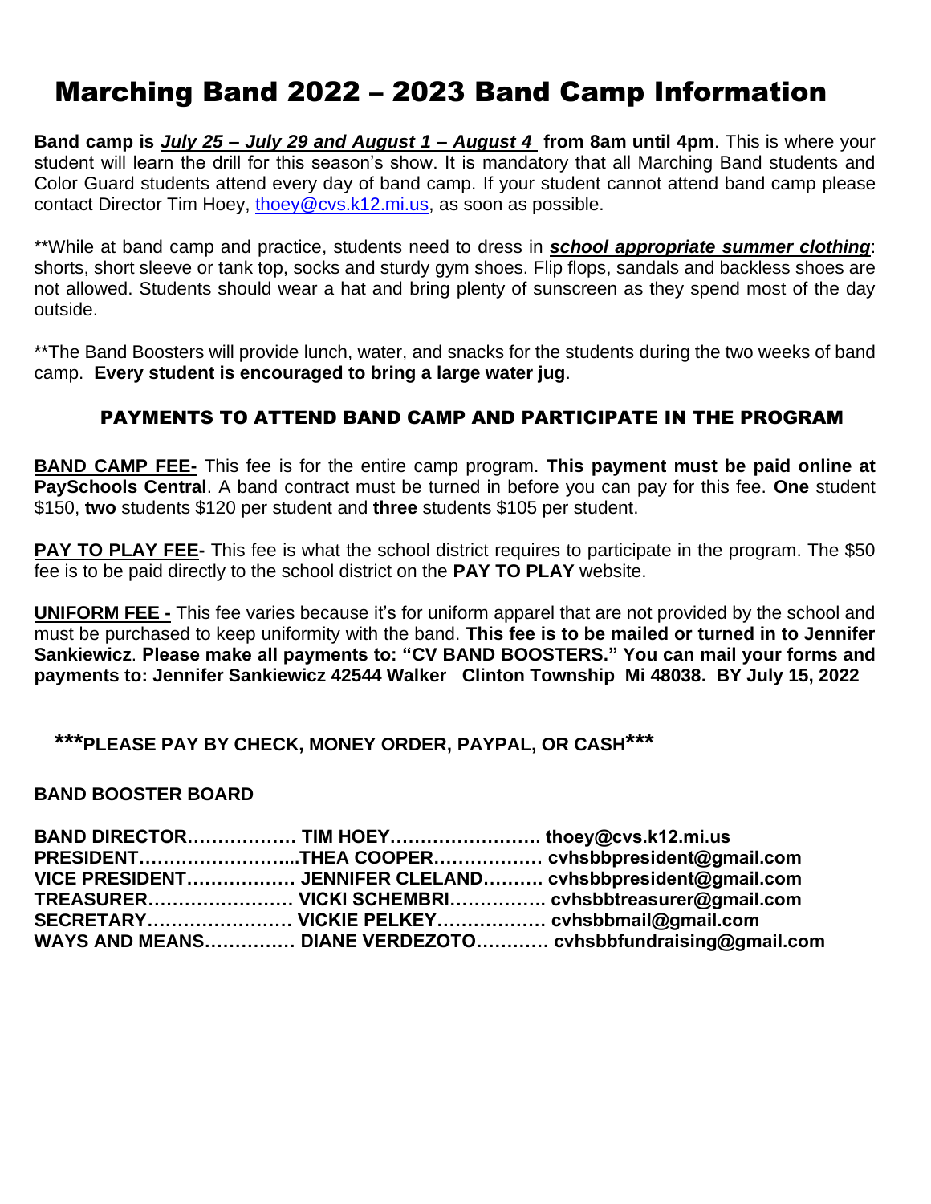# Marching Band 2022 – 2023 Band Camp Information

**Band camp is *July 25 – July 29 and August 1 – August 4* from 8am until 4pm**. This is where your student will learn the drill for this season's show. It is mandatory that all Marching Band students and Color Guard students attend every day of band camp. If your student cannot attend band camp please contact Director Tim Hoey, thoey@cvs.k12.mi.us, as soon as possible.

**While at band camp and practice, students need to dress in ***school appropriate summer clothing***: shorts, short sleeve or tank top, socks and sturdy gym shoes. Flip flops, sandals and backless shoes are not allowed. Students should wear a hat and bring plenty of sunscreen as they spend most of the day outside.

**The Band Boosters will provide lunch, water, and snacks for the students during the two weeks of band camp. **Every student is encouraged to bring a large water jug**.

## PAYMENTS TO ATTEND BAND CAMP AND PARTICIPATE IN THE PROGRAM

**BAND CAMP FEE-** This fee is for the entire camp program. **This payment must be paid online at PaySchools Central**. A band contract must be turned in before you can pay for this fee. **One** student $150, **two** students $120 per student and **three** students $105 per student.

**PAY TO PLAY FEE-** This fee is what the school district requires to participate in the program. The $50 fee is to be paid directly to the school district on the **PAY TO PLAY** website.

**UNIFORM FEE -** This fee varies because it's for uniform apparel that are not provided by the school and must be purchased to keep uniformity with the band. **This fee is to be mailed or turned in to Jennifer Sankiewicz**. **Please make all payments to: "CV BAND BOOSTERS." You can mail your forms and payments to: Jennifer Sankiewicz 42544 Walker Clinton Township Mi 48038. BY July 15, 2022**

**\*\*\*PLEASE PAY BY CHECK, MONEY ORDER, PAYPAL, OR CASH\*\*\***

**BAND BOOSTER BOARD**

**BAND DIRECTOR……………… TIM HOEY……………………. thoey@cvs.k12.mi.us**
**PRESIDENT……………………..THEA COOPER……………… cvhsbbpresident@gmail.com**
**VICE PRESIDENT……………… JENNIFER CLELAND………. cvhsbbpresident@gmail.com**
**TREASURER…………………… VICKI SCHEMBRI……………. cvhsbbtreasurer@gmail.com**
**SECRETARY…………………… VICKIE PELKEY……………… cvhsbbmail@gmail.com**
**WAYS AND MEANS…………… DIANE VERDEZOTO………… cvhsbbfundraising@gmail.com**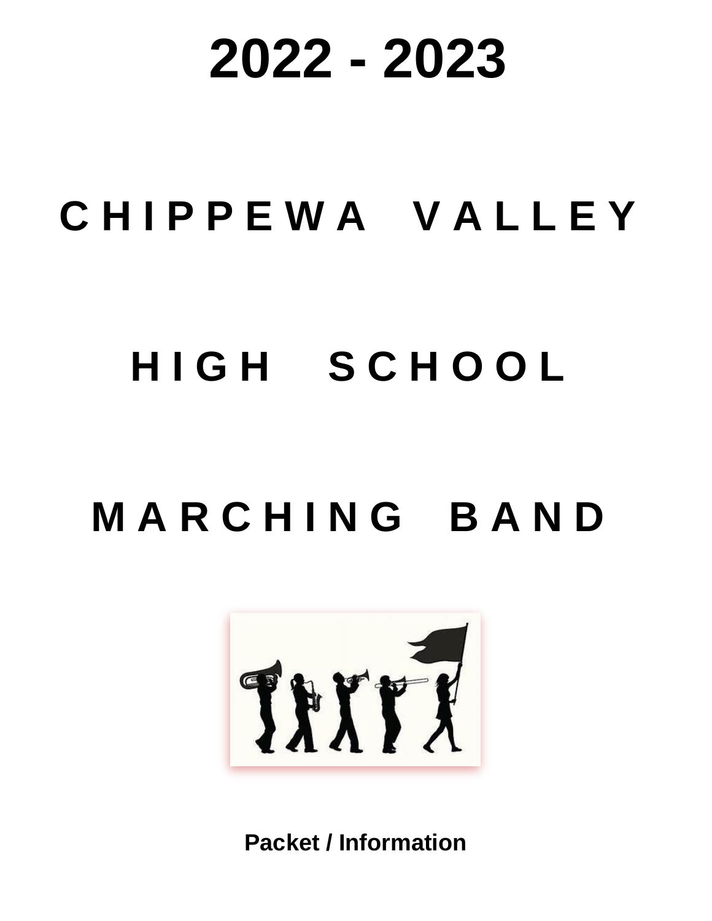# 2022 - 2023

# CHIPPEWA VALLEY

# HIGH SCHOOL

# MARCHING BAND

**Packet / Information**